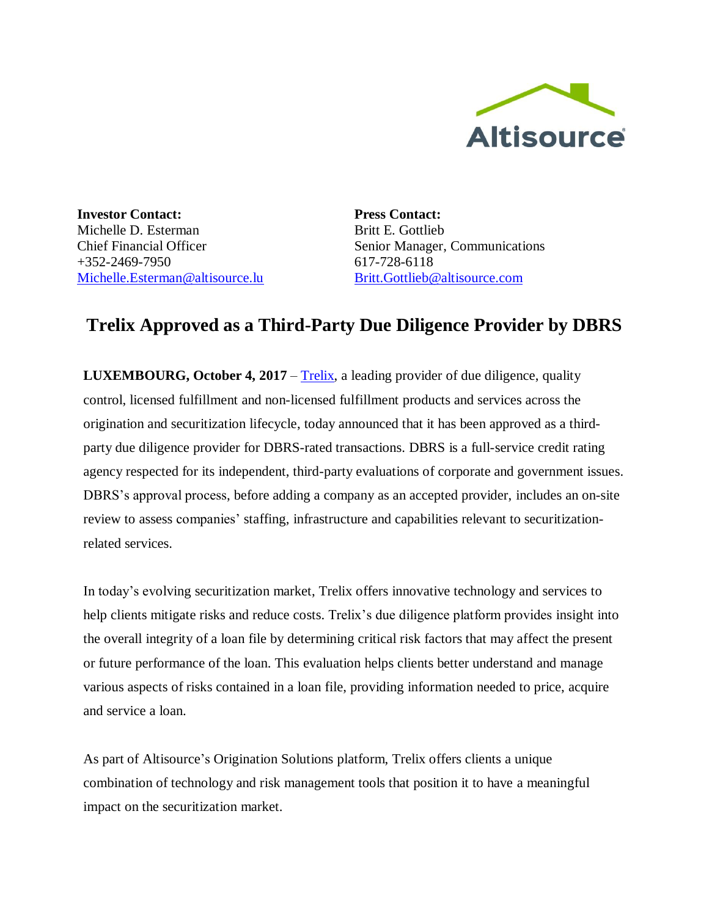Altisource

**Investor Contact:**
Michelle D. Esterman
Chief Financial Officer
+352-2469-7950
Michelle.Esterman@altisource.lu

**Press Contact:**
Britt E. Gottlieb
Senior Manager, Communications
617-728-6118
Britt.Gottlieb@altisource.com

# Trelix Approved as a Third-Party Due Diligence Provider by DBRS

**LUXEMBOURG, October 4, 2017** – Trelix, a leading provider of due diligence, quality control, licensed fulfillment and non-licensed fulfillment products and services across the origination and securitization lifecycle, today announced that it has been approved as a third-party due diligence provider for DBRS-rated transactions. DBRS is a full-service credit rating agency respected for its independent, third-party evaluations of corporate and government issues. DBRS's approval process, before adding a company as an accepted provider, includes an on-site review to assess companies' staffing, infrastructure and capabilities relevant to securitization-related services.

In today's evolving securitization market, Trelix offers innovative technology and services to help clients mitigate risks and reduce costs. Trelix's due diligence platform provides insight into the overall integrity of a loan file by determining critical risk factors that may affect the present or future performance of the loan. This evaluation helps clients better understand and manage various aspects of risks contained in a loan file, providing information needed to price, acquire and service a loan.

As part of Altisource's Origination Solutions platform, Trelix offers clients a unique combination of technology and risk management tools that position it to have a meaningful impact on the securitization market.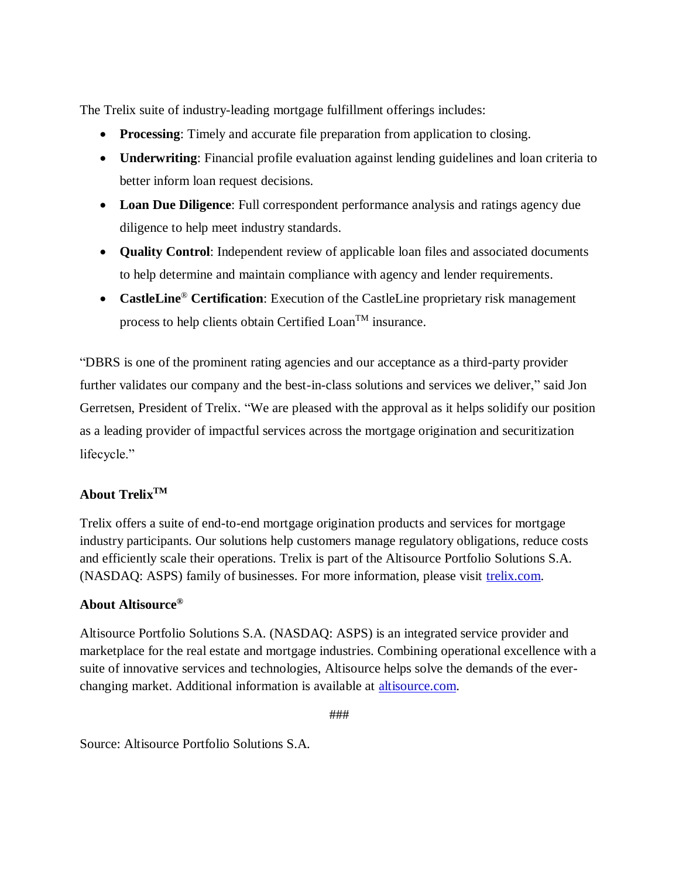The Trelix suite of industry-leading mortgage fulfillment offerings includes:

- **Processing**: Timely and accurate file preparation from application to closing.
- **Underwriting**: Financial profile evaluation against lending guidelines and loan criteria to better inform loan request decisions.
- **Loan Due Diligence**: Full correspondent performance analysis and ratings agency due diligence to help meet industry standards.
- **Quality Control**: Independent review of applicable loan files and associated documents to help determine and maintain compliance with agency and lender requirements.
- **CastleLine® Certification**: Execution of the CastleLine proprietary risk management process to help clients obtain Certified Loan™ insurance.

"DBRS is one of the prominent rating agencies and our acceptance as a third-party provider further validates our company and the best-in-class solutions and services we deliver," said Jon Gerretsen, President of Trelix. "We are pleased with the approval as it helps solidify our position as a leading provider of impactful services across the mortgage origination and securitization lifecycle."

**About Trelix™**

Trelix offers a suite of end-to-end mortgage origination products and services for mortgage industry participants. Our solutions help customers manage regulatory obligations, reduce costs and efficiently scale their operations. Trelix is part of the Altisource Portfolio Solutions S.A. (NASDAQ: ASPS) family of businesses. For more information, please visit trelix.com.

**About Altisource®**

Altisource Portfolio Solutions S.A. (NASDAQ: ASPS) is an integrated service provider and marketplace for the real estate and mortgage industries. Combining operational excellence with a suite of innovative services and technologies, Altisource helps solve the demands of the ever-changing market. Additional information is available at altisource.com.

###

Source: Altisource Portfolio Solutions S.A.